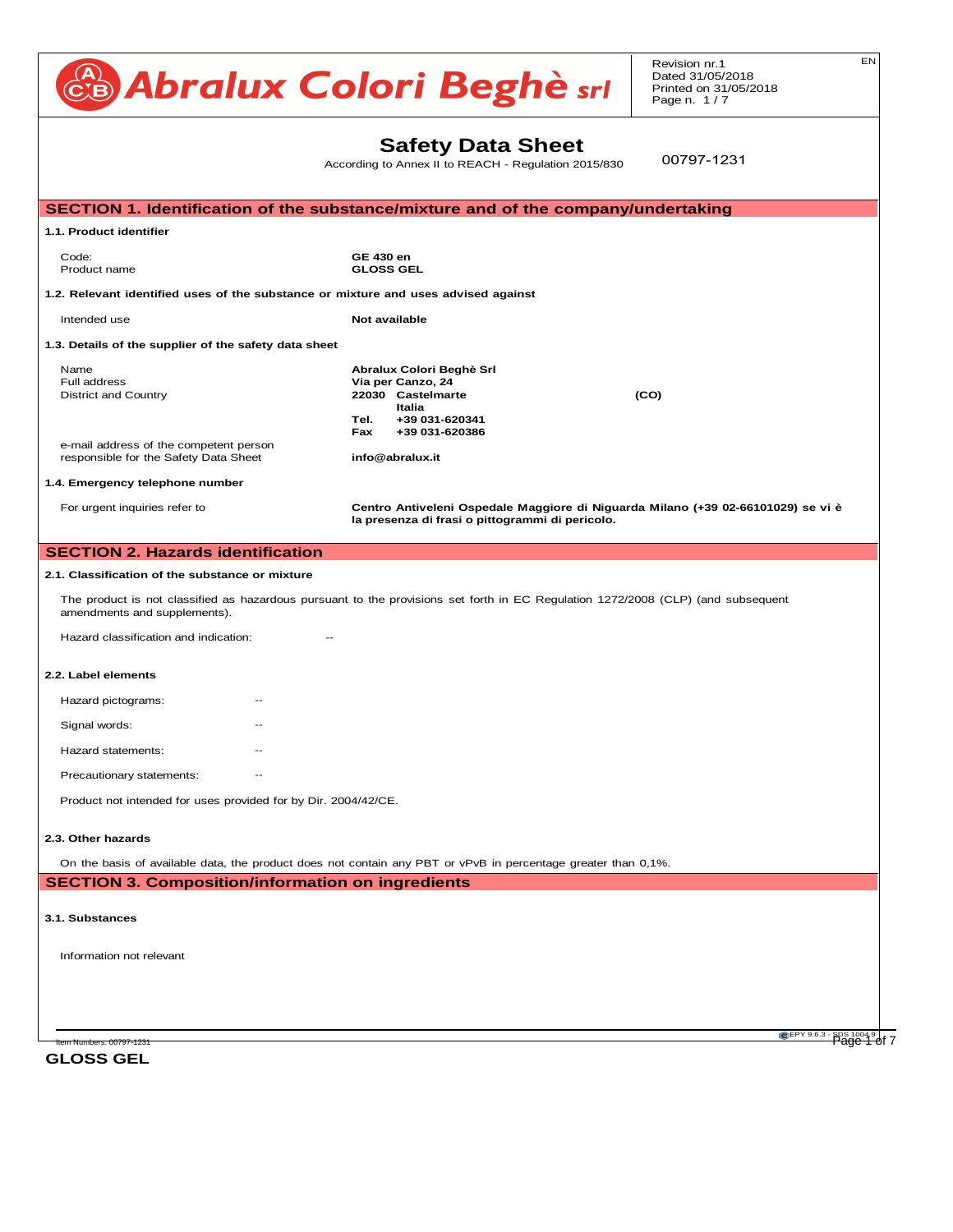Abralux Colori Beghè srl

Revision nr.1
Dated 31/05/2018
Printed on 31/05/2018

# Safety Data Sheet

According to Annex II to REACH - Regulation 2015/830

00797-1231

## SECTION 1. Identification of the substance/mixture and of the company/undertaking

### 1.1. Product identifier

| | |
|---|---|
| Code: | **GE 430 en** |
| Product name | **GLOSS GEL** |

### 1.2. Relevant identified uses of the substance or mixture and uses advised against

| | |
|---|---|
| Intended use | **Not available** |

### 1.3. Details of the supplier of the safety data sheet

| | |
|---|---|
| Name | **Abralux Colori Beghè Srl** |
| Full address | **Via per Canzo, 24** |
| District and Country | **22030 Castelmarte (CO)** |
| | **Italia** |
| | **Tel. +39 031-620341** |
| | **Fax +39 031-620386** |
| e-mail address of the competent person responsible for the Safety Data Sheet | **info@abralux.it** |

### 1.4. Emergency telephone number

| | |
|---|---|
| For urgent inquiries refer to | **Centro Antiveleni Ospedale Maggiore di Niguarda Milano (+39 02-66101029) se vi è la presenza di frasi o pittogrammi di pericolo.** |

## SECTION 2. Hazards identification

### 2.1. Classification of the substance or mixture

The product is not classified as hazardous pursuant to the provisions set forth in EC Regulation 1272/2008 (CLP) (and subsequent amendments and supplements).

Hazard classification and indication: --

### 2.2. Label elements

Hazard pictograms: --

Signal words: --

Hazard statements: --

Precautionary statements: --

Product not intended for uses provided for by Dir. 2004/42/CE.

### 2.3. Other hazards

On the basis of available data, the product does not contain any PBT or vPvB in percentage greater than 0,1%.

## SECTION 3. Composition/information on ingredients

### 3.1. Substances

Information not relevant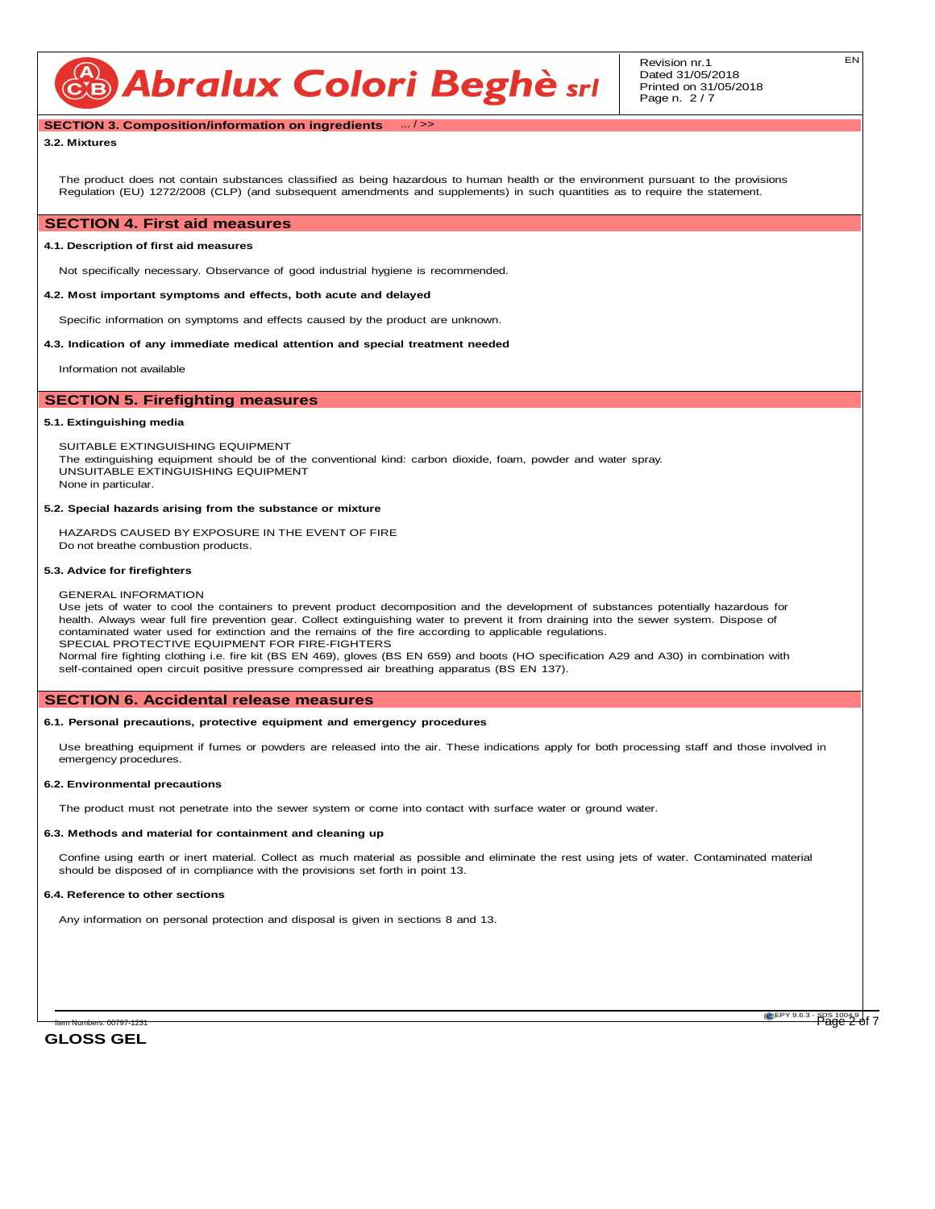## SECTION 3. Composition/information on ingredients ... / >>

### 3.2. Mixtures

The product does not contain substances classified as being hazardous to human health or the environment pursuant to the provisions Regulation (EU) 1272/2008 (CLP) (and subsequent amendments and supplements) in such quantities as to require the statement.

## SECTION 4. First aid measures

### 4.1. Description of first aid measures

Not specifically necessary. Observance of good industrial hygiene is recommended.

### 4.2. Most important symptoms and effects, both acute and delayed

Specific information on symptoms and effects caused by the product are unknown.

### 4.3. Indication of any immediate medical attention and special treatment needed

Information not available

## SECTION 5. Firefighting measures

### 5.1. Extinguishing media

SUITABLE EXTINGUISHING EQUIPMENT
The extinguishing equipment should be of the conventional kind: carbon dioxide, foam, powder and water spray.
UNSUITABLE EXTINGUISHING EQUIPMENT
None in particular.

### 5.2. Special hazards arising from the substance or mixture

HAZARDS CAUSED BY EXPOSURE IN THE EVENT OF FIRE
Do not breathe combustion products.

### 5.3. Advice for firefighters

GENERAL INFORMATION
Use jets of water to cool the containers to prevent product decomposition and the development of substances potentially hazardous for health. Always wear full fire prevention gear. Collect extinguishing water to prevent it from draining into the sewer system. Dispose of contaminated water used for extinction and the remains of the fire according to applicable regulations.
SPECIAL PROTECTIVE EQUIPMENT FOR FIRE-FIGHTERS
Normal fire fighting clothing i.e. fire kit (BS EN 469), gloves (BS EN 659) and boots (HO specification A29 and A30) in combination with self-contained open circuit positive pressure compressed air breathing apparatus (BS EN 137).

## SECTION 6. Accidental release measures

### 6.1. Personal precautions, protective equipment and emergency procedures

Use breathing equipment if fumes or powders are released into the air. These indications apply for both processing staff and those involved in emergency procedures.

### 6.2. Environmental precautions

The product must not penetrate into the sewer system or come into contact with surface water or ground water.

### 6.3. Methods and material for containment and cleaning up

Confine using earth or inert material. Collect as much material as possible and eliminate the rest using jets of water. Contaminated material should be disposed of in compliance with the provisions set forth in point 13.

### 6.4. Reference to other sections

Any information on personal protection and disposal is given in sections 8 and 13.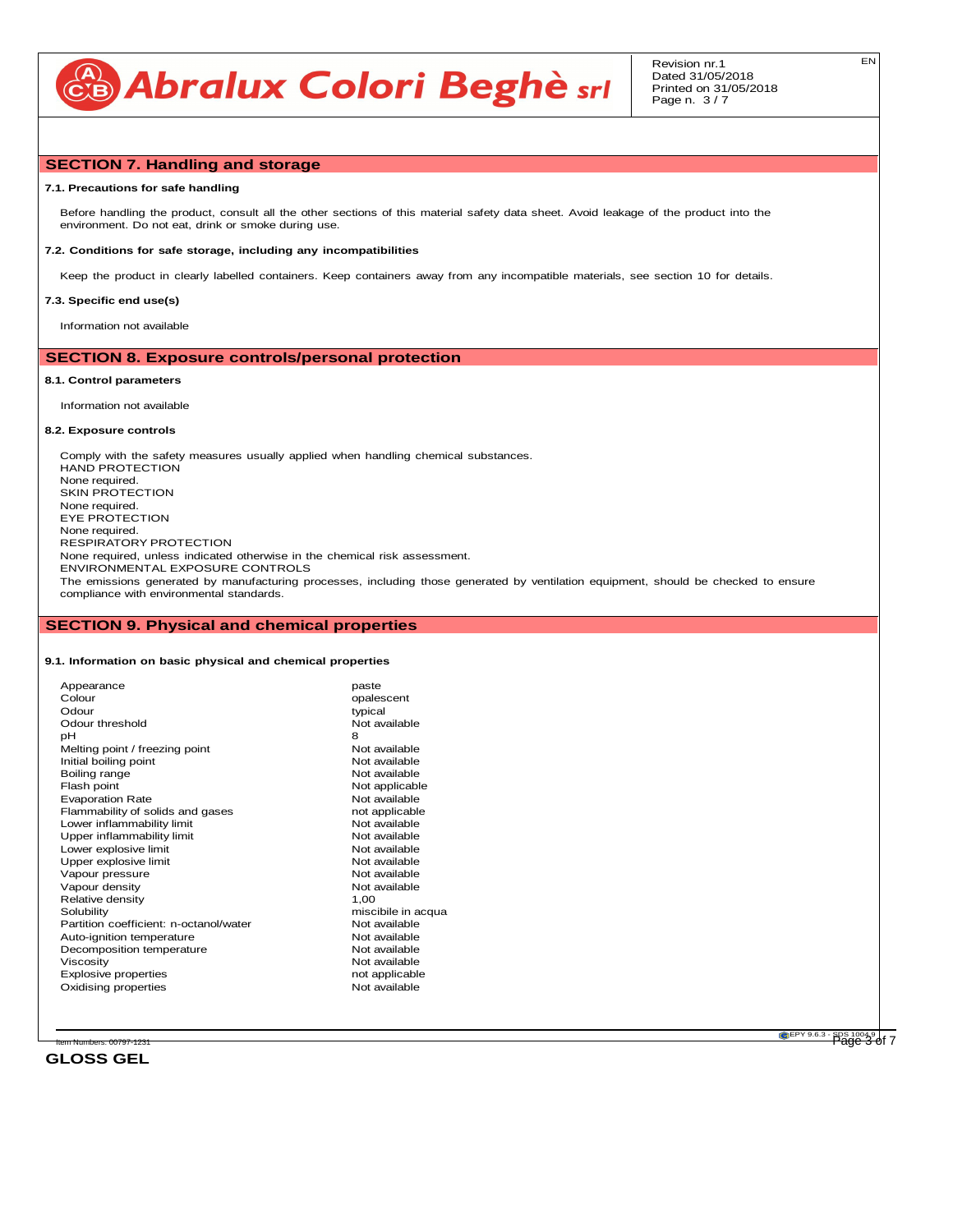## SECTION 7. Handling and storage

### 7.1. Precautions for safe handling

Before handling the product, consult all the other sections of this material safety data sheet. Avoid leakage of the product into the environment. Do not eat, drink or smoke during use.

### 7.2. Conditions for safe storage, including any incompatibilities

Keep the product in clearly labelled containers. Keep containers away from any incompatible materials, see section 10 for details.

### 7.3. Specific end use(s)

Information not available

## SECTION 8. Exposure controls/personal protection

### 8.1. Control parameters

Information not available

### 8.2. Exposure controls

Comply with the safety measures usually applied when handling chemical substances.
HAND PROTECTION
None required.
SKIN PROTECTION
None required.
EYE PROTECTION
None required.
RESPIRATORY PROTECTION
None required, unless indicated otherwise in the chemical risk assessment.
ENVIRONMENTAL EXPOSURE CONTROLS
The emissions generated by manufacturing processes, including those generated by ventilation equipment, should be checked to ensure compliance with environmental standards.

## SECTION 9. Physical and chemical properties

### 9.1. Information on basic physical and chemical properties

| Property | Value |
|---|---|
| Appearance | paste |
| Colour | opalescent |
| Odour | typical |
| Odour threshold | Not available |
| pH | 8 |
| Melting point / freezing point | Not available |
| Initial boiling point | Not available |
| Boiling range | Not available |
| Flash point | Not applicable |
| Evaporation Rate | Not available |
| Flammability of solids and gases | not applicable |
| Lower inflammability limit | Not available |
| Upper inflammability limit | Not available |
| Lower explosive limit | Not available |
| Upper explosive limit | Not available |
| Vapour pressure | Not available |
| Vapour density | Not available |
| Relative density | 1,00 |
| Solubility | miscibile in acqua |
| Partition coefficient: n-octanol/water | Not available |
| Auto-ignition temperature | Not available |
| Decomposition temperature | Not available |
| Viscosity | Not available |
| Explosive properties | not applicable |
| Oxidising properties | Not available |

Item Numbers: 00797-1231

**GLOSS GEL**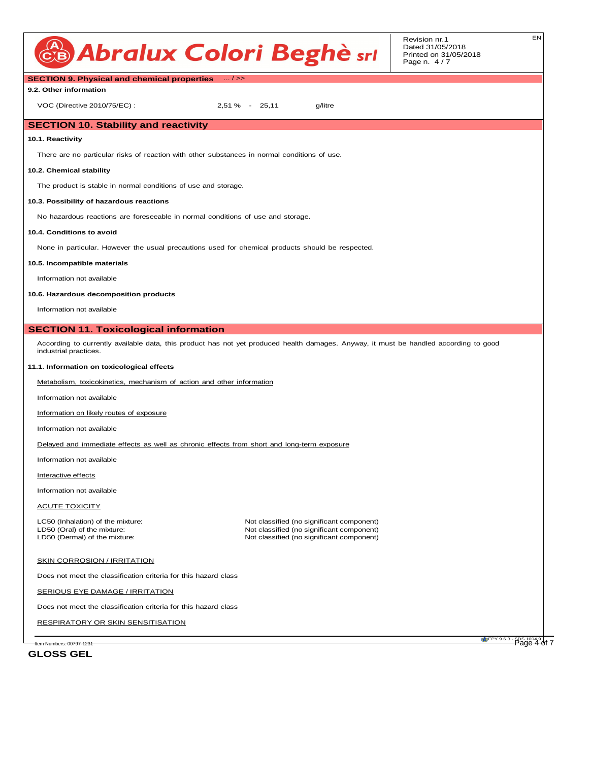## SECTION 9. Physical and chemical properties ... / >>

**9.2. Other information**

VOC (Directive 2010/75/EC) : 2,51 % - 25,11 g/litre

## SECTION 10. Stability and reactivity

**10.1. Reactivity**

There are no particular risks of reaction with other substances in normal conditions of use.

**10.2. Chemical stability**

The product is stable in normal conditions of use and storage.

**10.3. Possibility of hazardous reactions**

No hazardous reactions are foreseeable in normal conditions of use and storage.

**10.4. Conditions to avoid**

None in particular. However the usual precautions used for chemical products should be respected.

**10.5. Incompatible materials**

Information not available

**10.6. Hazardous decomposition products**

Information not available

## SECTION 11. Toxicological information

According to currently available data, this product has not yet produced health damages. Anyway, it must be handled according to good industrial practices.

**11.1. Information on toxicological effects**

Metabolism, toxicokinetics, mechanism of action and other information

Information not available

Information on likely routes of exposure

Information not available

Delayed and immediate effects as well as chronic effects from short and long-term exposure

Information not available

Interactive effects

Information not available

ACUTE TOXICITY

LC50 (Inhalation) of the mixture: Not classified (no significant component)
LD50 (Oral) of the mixture: Not classified (no significant component)
LD50 (Dermal) of the mixture: Not classified (no significant component)

SKIN CORROSION / IRRITATION

Does not meet the classification criteria for this hazard class

SERIOUS EYE DAMAGE / IRRITATION

Does not meet the classification criteria for this hazard class

RESPIRATORY OR SKIN SENSITISATION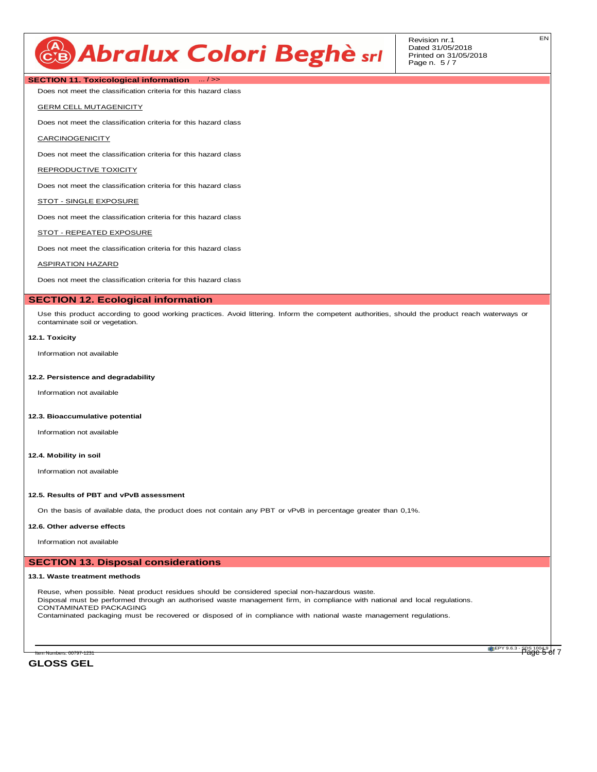## SECTION 11. Toxicological information ... / >>

Does not meet the classification criteria for this hazard class

GERM CELL MUTAGENICITY

Does not meet the classification criteria for this hazard class

CARCINOGENICITY

Does not meet the classification criteria for this hazard class

REPRODUCTIVE TOXICITY

Does not meet the classification criteria for this hazard class

STOT - SINGLE EXPOSURE

Does not meet the classification criteria for this hazard class

STOT - REPEATED EXPOSURE

Does not meet the classification criteria for this hazard class

ASPIRATION HAZARD

Does not meet the classification criteria for this hazard class

## SECTION 12. Ecological information

Use this product according to good working practices. Avoid littering. Inform the competent authorities, should the product reach waterways or contaminate soil or vegetation.

### 12.1. Toxicity

Information not available

### 12.2. Persistence and degradability

Information not available

### 12.3. Bioaccumulative potential

Information not available

### 12.4. Mobility in soil

Information not available

### 12.5. Results of PBT and vPvB assessment

On the basis of available data, the product does not contain any PBT or vPvB in percentage greater than 0,1%.

### 12.6. Other adverse effects

Information not available

## SECTION 13. Disposal considerations

### 13.1. Waste treatment methods

Reuse, when possible. Neat product residues should be considered special non-hazardous waste.
Disposal must be performed through an authorised waste management firm, in compliance with national and local regulations.
CONTAMINATED PACKAGING
Contaminated packaging must be recovered or disposed of in compliance with national waste management regulations.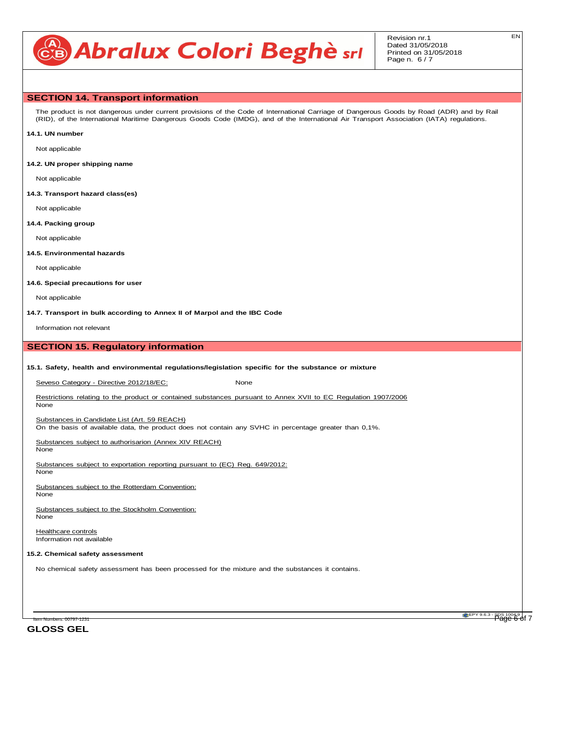## SECTION 14. Transport information

The product is not dangerous under current provisions of the Code of International Carriage of Dangerous Goods by Road (ADR) and by Rail (RID), of the International Maritime Dangerous Goods Code (IMDG), and of the International Air Transport Association (IATA) regulations.

**14.1. UN number**

Not applicable

**14.2. UN proper shipping name**

Not applicable

**14.3. Transport hazard class(es)**

Not applicable

**14.4. Packing group**

Not applicable

**14.5. Environmental hazards**

Not applicable

**14.6. Special precautions for user**

Not applicable

**14.7. Transport in bulk according to Annex II of Marpol and the IBC Code**

Information not relevant

## SECTION 15. Regulatory information

**15.1. Safety, health and environmental regulations/legislation specific for the substance or mixture**

Seveso Category - Directive 2012/18/EC: None

Restrictions relating to the product or contained substances pursuant to Annex XVII to EC Regulation 1907/2006
None

Substances in Candidate List (Art. 59 REACH)
On the basis of available data, the product does not contain any SVHC in percentage greater than 0,1%.

Substances subject to authorisarion (Annex XIV REACH)
None

Substances subject to exportation reporting pursuant to (EC) Reg. 649/2012:
None

Substances subject to the Rotterdam Convention:
None

Substances subject to the Stockholm Convention:
None

Healthcare controls
Information not available

**15.2. Chemical safety assessment**

No chemical safety assessment has been processed for the mixture and the substances it contains.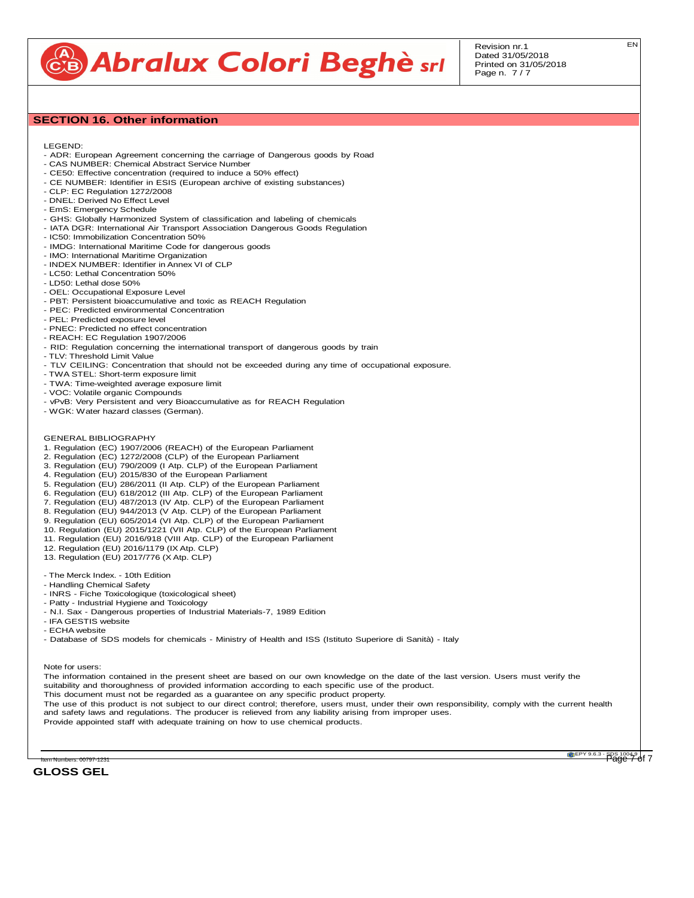## SECTION 16. Other information

LEGEND:

- ADR: European Agreement concerning the carriage of Dangerous goods by Road
- CAS NUMBER: Chemical Abstract Service Number
- CE50: Effective concentration (required to induce a 50% effect)
- CE NUMBER: Identifier in ESIS (European archive of existing substances)
- CLP: EC Regulation 1272/2008
- DNEL: Derived No Effect Level
- EmS: Emergency Schedule
- GHS: Globally Harmonized System of classification and labeling of chemicals
- IATA DGR: International Air Transport Association Dangerous Goods Regulation
- IC50: Immobilization Concentration 50%
- IMDG: International Maritime Code for dangerous goods
- IMO: International Maritime Organization
- INDEX NUMBER: Identifier in Annex VI of CLP
- LC50: Lethal Concentration 50%
- LD50: Lethal dose 50%
- OEL: Occupational Exposure Level
- PBT: Persistent bioaccumulative and toxic as REACH Regulation
- PEC: Predicted environmental Concentration
- PEL: Predicted exposure level
- PNEC: Predicted no effect concentration
- REACH: EC Regulation 1907/2006
- RID: Regulation concerning the international transport of dangerous goods by train
- TLV: Threshold Limit Value
- TLV CEILING: Concentration that should not be exceeded during any time of occupational exposure.
- TWA STEL: Short-term exposure limit
- TWA: Time-weighted average exposure limit
- VOC: Volatile organic Compounds
- vPvB: Very Persistent and very Bioaccumulative as for REACH Regulation
- WGK: Water hazard classes (German).

GENERAL BIBLIOGRAPHY

1. Regulation (EC) 1907/2006 (REACH) of the European Parliament
2. Regulation (EC) 1272/2008 (CLP) of the European Parliament
3. Regulation (EU) 790/2009 (I Atp. CLP) of the European Parliament
4. Regulation (EU) 2015/830 of the European Parliament
5. Regulation (EU) 286/2011 (II Atp. CLP) of the European Parliament
6. Regulation (EU) 618/2012 (III Atp. CLP) of the European Parliament
7. Regulation (EU) 487/2013 (IV Atp. CLP) of the European Parliament
8. Regulation (EU) 944/2013 (V Atp. CLP) of the European Parliament
9. Regulation (EU) 605/2014 (VI Atp. CLP) of the European Parliament
10. Regulation (EU) 2015/1221 (VII Atp. CLP) of the European Parliament
11. Regulation (EU) 2016/918 (VIII Atp. CLP) of the European Parliament
12. Regulation (EU) 2016/1179 (IX Atp. CLP)
13. Regulation (EU) 2017/776 (X Atp. CLP)

- The Merck Index. - 10th Edition
- Handling Chemical Safety
- INRS - Fiche Toxicologique (toxicological sheet)
- Patty - Industrial Hygiene and Toxicology
- N.I. Sax - Dangerous properties of Industrial Materials-7, 1989 Edition
- IFA GESTIS website
- ECHA website
- Database of SDS models for chemicals - Ministry of Health and ISS (Istituto Superiore di Sanità) - Italy

Note for users:

The information contained in the present sheet are based on our own knowledge on the date of the last version. Users must verify the suitability and thoroughness of provided information according to each specific use of the product.

This document must not be regarded as a guarantee on any specific product property.

The use of this product is not subject to our direct control; therefore, users must, under their own responsibility, comply with the current health and safety laws and regulations. The producer is relieved from any liability arising from improper uses.

Provide appointed staff with adequate training on how to use chemical products.